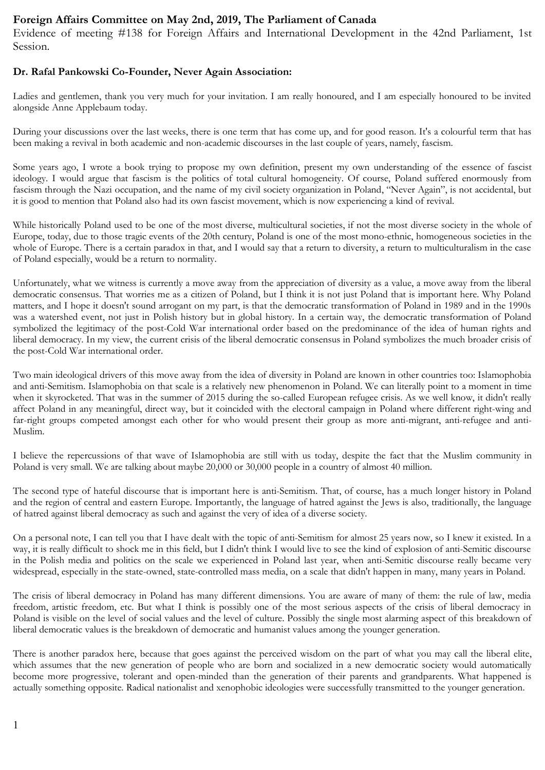**Foreign Affairs Committee on May 2nd, 2019, The Parliament of Canada**

Evidence of meeting #138 for Foreign Affairs and International Development in the 42nd Parliament, 1st Session.

**Dr. Rafal Pankowski Co-Founder, Never Again Association:**

Ladies and gentlemen, thank you very much for your invitation. I am really honoured, and I am especially honoured to be invited alongside Anne Applebaum today.

During your discussions over the last weeks, there is one term that has come up, and for good reason. It's a colourful term that has been making a revival in both academic and non-academic discourses in the last couple of years, namely, fascism.

Some years ago, I wrote a book trying to propose my own definition, present my own understanding of the essence of fascist ideology. I would argue that fascism is the politics of total cultural homogeneity. Of course, Poland suffered enormously from fascism through the Nazi occupation, and the name of my civil society organization in Poland, "Never Again", is not accidental, but it is good to mention that Poland also had its own fascist movement, which is now experiencing a kind of revival.

While historically Poland used to be one of the most diverse, multicultural societies, if not the most diverse society in the whole of Europe, today, due to those tragic events of the 20th century, Poland is one of the most mono-ethnic, homogeneous societies in the whole of Europe. There is a certain paradox in that, and I would say that a return to diversity, a return to multiculturalism in the case of Poland especially, would be a return to normality.

Unfortunately, what we witness is currently a move away from the appreciation of diversity as a value, a move away from the liberal democratic consensus. That worries me as a citizen of Poland, but I think it is not just Poland that is important here. Why Poland matters, and I hope it doesn't sound arrogant on my part, is that the democratic transformation of Poland in 1989 and in the 1990s was a watershed event, not just in Polish history but in global history. In a certain way, the democratic transformation of Poland symbolized the legitimacy of the post-Cold War international order based on the predominance of the idea of human rights and liberal democracy. In my view, the current crisis of the liberal democratic consensus in Poland symbolizes the much broader crisis of the post-Cold War international order.

Two main ideological drivers of this move away from the idea of diversity in Poland are known in other countries too: Islamophobia and anti-Semitism. Islamophobia on that scale is a relatively new phenomenon in Poland. We can literally point to a moment in time when it skyrocketed. That was in the summer of 2015 during the so-called European refugee crisis. As we well know, it didn't really affect Poland in any meaningful, direct way, but it coincided with the electoral campaign in Poland where different right-wing and far-right groups competed amongst each other for who would present their group as more anti-migrant, anti-refugee and anti-Muslim.

I believe the repercussions of that wave of Islamophobia are still with us today, despite the fact that the Muslim community in Poland is very small. We are talking about maybe 20,000 or 30,000 people in a country of almost 40 million.

The second type of hateful discourse that is important here is anti-Semitism. That, of course, has a much longer history in Poland and the region of central and eastern Europe. Importantly, the language of hatred against the Jews is also, traditionally, the language of hatred against liberal democracy as such and against the very of idea of a diverse society.

On a personal note, I can tell you that I have dealt with the topic of anti-Semitism for almost 25 years now, so I knew it existed. In a way, it is really difficult to shock me in this field, but I didn't think I would live to see the kind of explosion of anti-Semitic discourse in the Polish media and politics on the scale we experienced in Poland last year, when anti-Semitic discourse really became very widespread, especially in the state-owned, state-controlled mass media, on a scale that didn't happen in many, many years in Poland.

The crisis of liberal democracy in Poland has many different dimensions. You are aware of many of them: the rule of law, media freedom, artistic freedom, etc. But what I think is possibly one of the most serious aspects of the crisis of liberal democracy in Poland is visible on the level of social values and the level of culture. Possibly the single most alarming aspect of this breakdown of liberal democratic values is the breakdown of democratic and humanist values among the younger generation.

There is another paradox here, because that goes against the perceived wisdom on the part of what you may call the liberal elite, which assumes that the new generation of people who are born and socialized in a new democratic society would automatically become more progressive, tolerant and open-minded than the generation of their parents and grandparents. What happened is actually something opposite. Radical nationalist and xenophobic ideologies were successfully transmitted to the younger generation.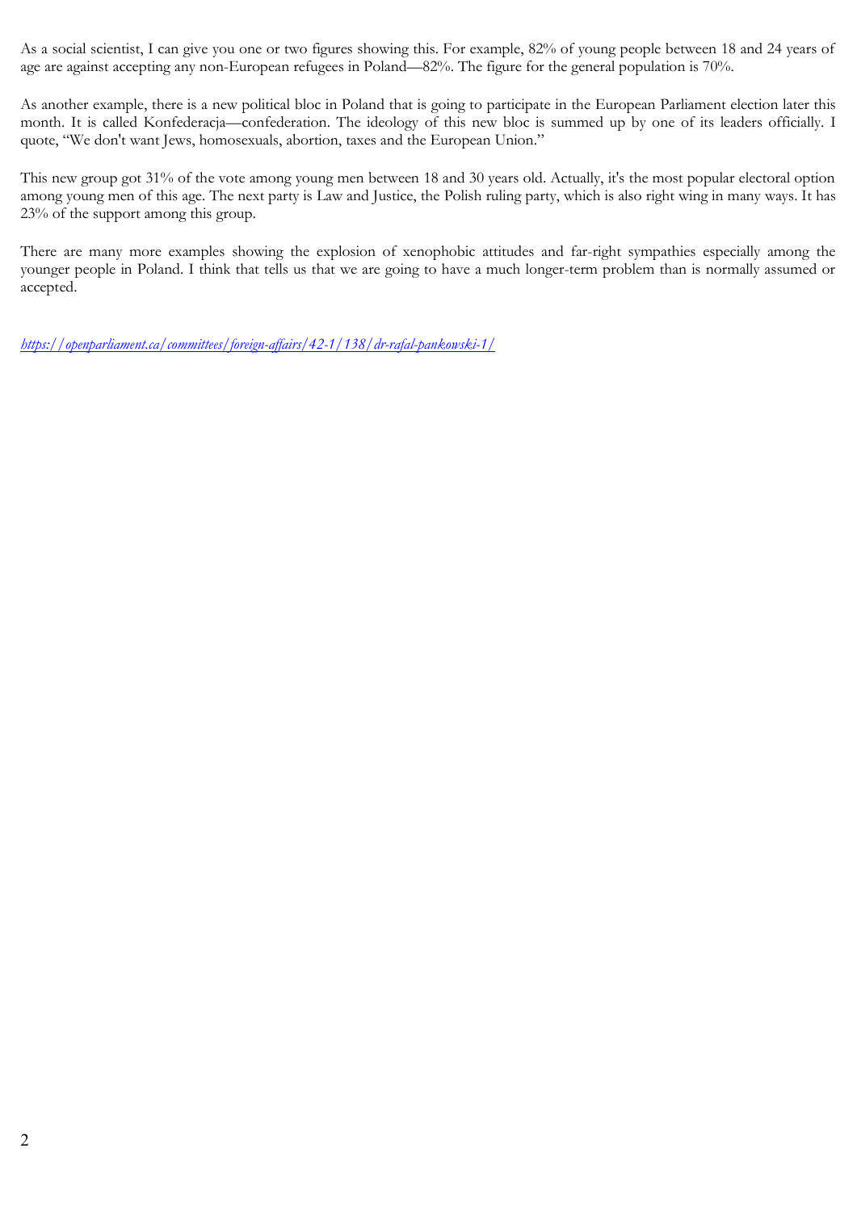As a social scientist, I can give you one or two figures showing this. For example, 82% of young people between 18 and 24 years of age are against accepting any non-European refugees in Poland—82%. The figure for the general population is 70%.

As another example, there is a new political bloc in Poland that is going to participate in the European Parliament election later this month. It is called Konfederacja—confederation. The ideology of this new bloc is summed up by one of its leaders officially. I quote, "We don't want Jews, homosexuals, abortion, taxes and the European Union."

This new group got 31% of the vote among young men between 18 and 30 years old. Actually, it's the most popular electoral option among young men of this age. The next party is Law and Justice, the Polish ruling party, which is also right wing in many ways. It has 23% of the support among this group.

There are many more examples showing the explosion of xenophobic attitudes and far-right sympathies especially among the younger people in Poland. I think that tells us that we are going to have a much longer-term problem than is normally assumed or accepted.

*https://openparliament.ca/committees/foreign-affairs/42-1/138/dr-rafal-pankowski-1/*